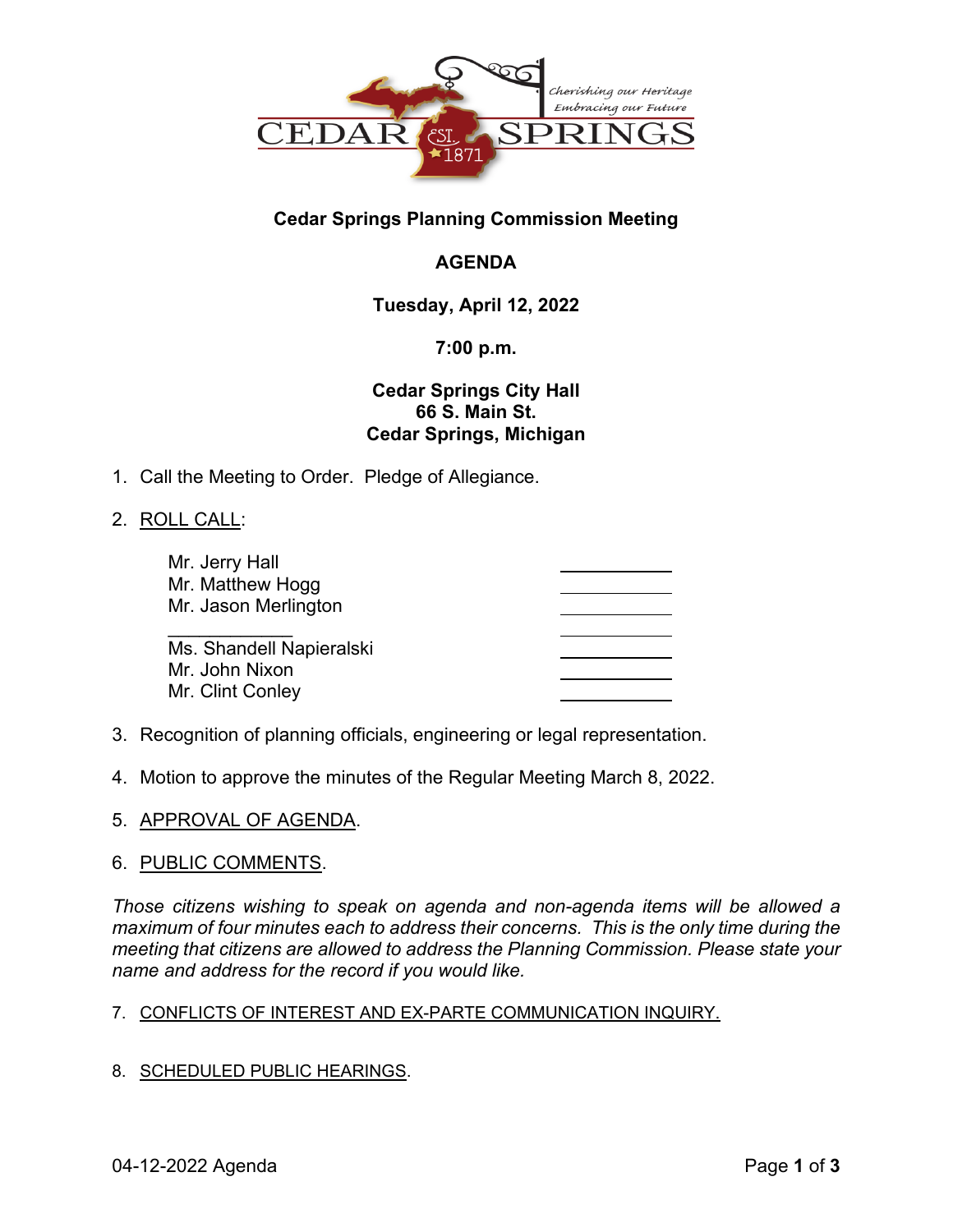CEDAR SPRINGS
Est. 1871
*Cherishing our Heritage*
*Embracing our Future*

**Cedar Springs Planning Commission Meeting**

**AGENDA**

**Tuesday, April 12, 2022**

**7:00 p.m.**

**Cedar Springs City Hall**
**66 S. Main St.**
**Cedar Springs, Michigan**

1. Call the Meeting to Order. Pledge of Allegiance.

2. ROLL CALL:

| | |
|---|---|
| Mr. Jerry Hall | ____________ |
| Mr. Matthew Hogg | ____________ |
| Mr. Jason Merlington | ____________ |
| ____________ | ____________ |
| Ms. Shandell Napieralski | ____________ |
| Mr. John Nixon | ____________ |
| Mr. Clint Conley | ____________ |

3. Recognition of planning officials, engineering or legal representation.

4. Motion to approve the minutes of the Regular Meeting March 8, 2022.

5. APPROVAL OF AGENDA.

6. PUBLIC COMMENTS.

*Those citizens wishing to speak on agenda and non-agenda items will be allowed a maximum of four minutes each to address their concerns. This is the only time during the meeting that citizens are allowed to address the Planning Commission. Please state your name and address for the record if you would like.*

7. CONFLICTS OF INTEREST AND EX-PARTE COMMUNICATION INQUIRY.

8. SCHEDULED PUBLIC HEARINGS.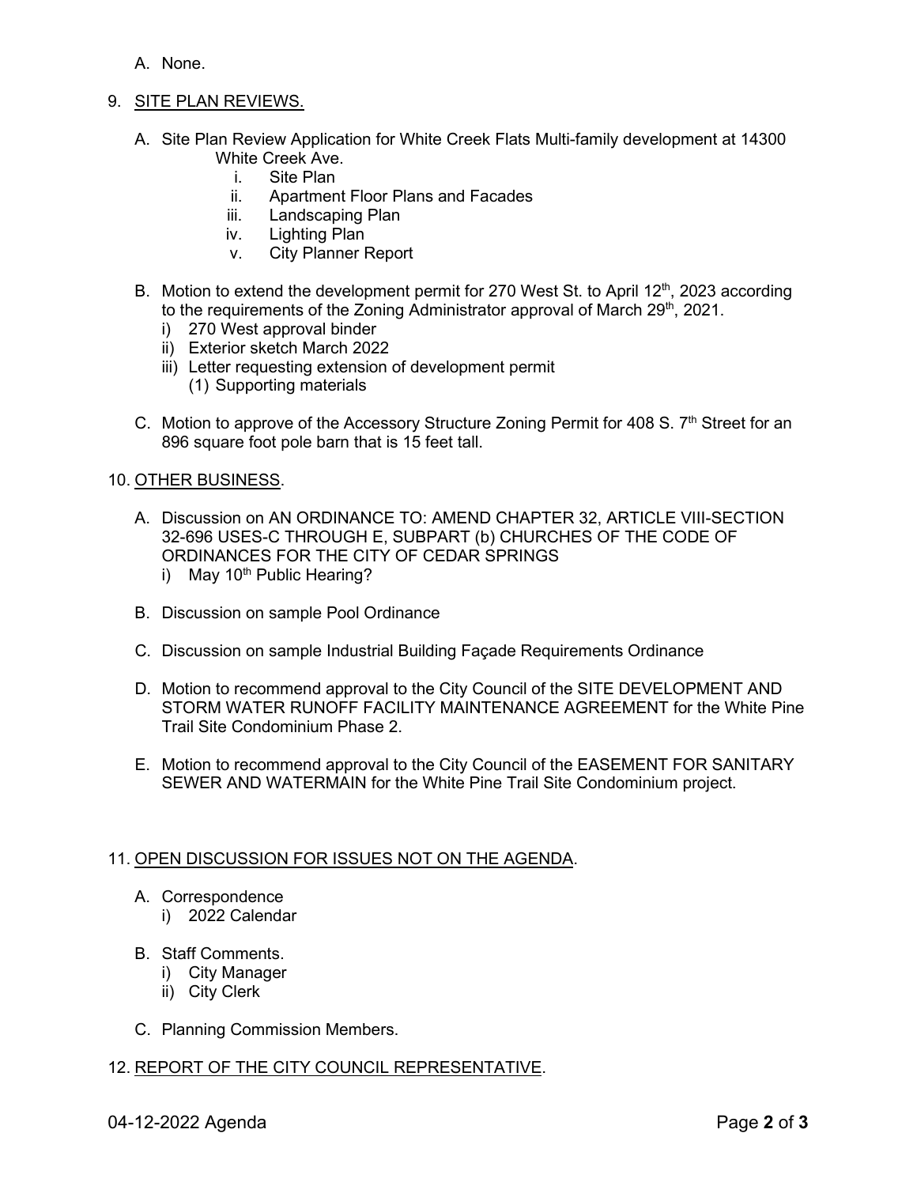A. None.

9. <u>SITE PLAN REVIEWS.</u>

   A. Site Plan Review Application for White Creek Flats Multi-family development at 14300 White Creek Ave.
      i. Site Plan
      ii. Apartment Floor Plans and Facades
      iii. Landscaping Plan
      iv. Lighting Plan
      v. City Planner Report

   B. Motion to extend the development permit for 270 West St. to April 12th, 2023 according to the requirements of the Zoning Administrator approval of March 29th, 2021.
      i) 270 West approval binder
      ii) Exterior sketch March 2022
      iii) Letter requesting extension of development permit
         (1) Supporting materials

   C. Motion to approve of the Accessory Structure Zoning Permit for 408 S. 7th Street for an 896 square foot pole barn that is 15 feet tall.

10. <u>OTHER BUSINESS</u>.

   A. Discussion on AN ORDINANCE TO: AMEND CHAPTER 32, ARTICLE VIII-SECTION 32-696 USES-C THROUGH E, SUBPART (b) CHURCHES OF THE CODE OF ORDINANCES FOR THE CITY OF CEDAR SPRINGS
      i) May 10th Public Hearing?

   B. Discussion on sample Pool Ordinance

   C. Discussion on sample Industrial Building Façade Requirements Ordinance

   D. Motion to recommend approval to the City Council of the SITE DEVELOPMENT AND STORM WATER RUNOFF FACILITY MAINTENANCE AGREEMENT for the White Pine Trail Site Condominium Phase 2.

   E. Motion to recommend approval to the City Council of the EASEMENT FOR SANITARY SEWER AND WATERMAIN for the White Pine Trail Site Condominium project.

11. <u>OPEN DISCUSSION FOR ISSUES NOT ON THE AGENDA</u>.

   A. Correspondence
      i) 2022 Calendar

   B. Staff Comments.
      i) City Manager
      ii) City Clerk

   C. Planning Commission Members.

12. <u>REPORT OF THE CITY COUNCIL REPRESENTATIVE</u>.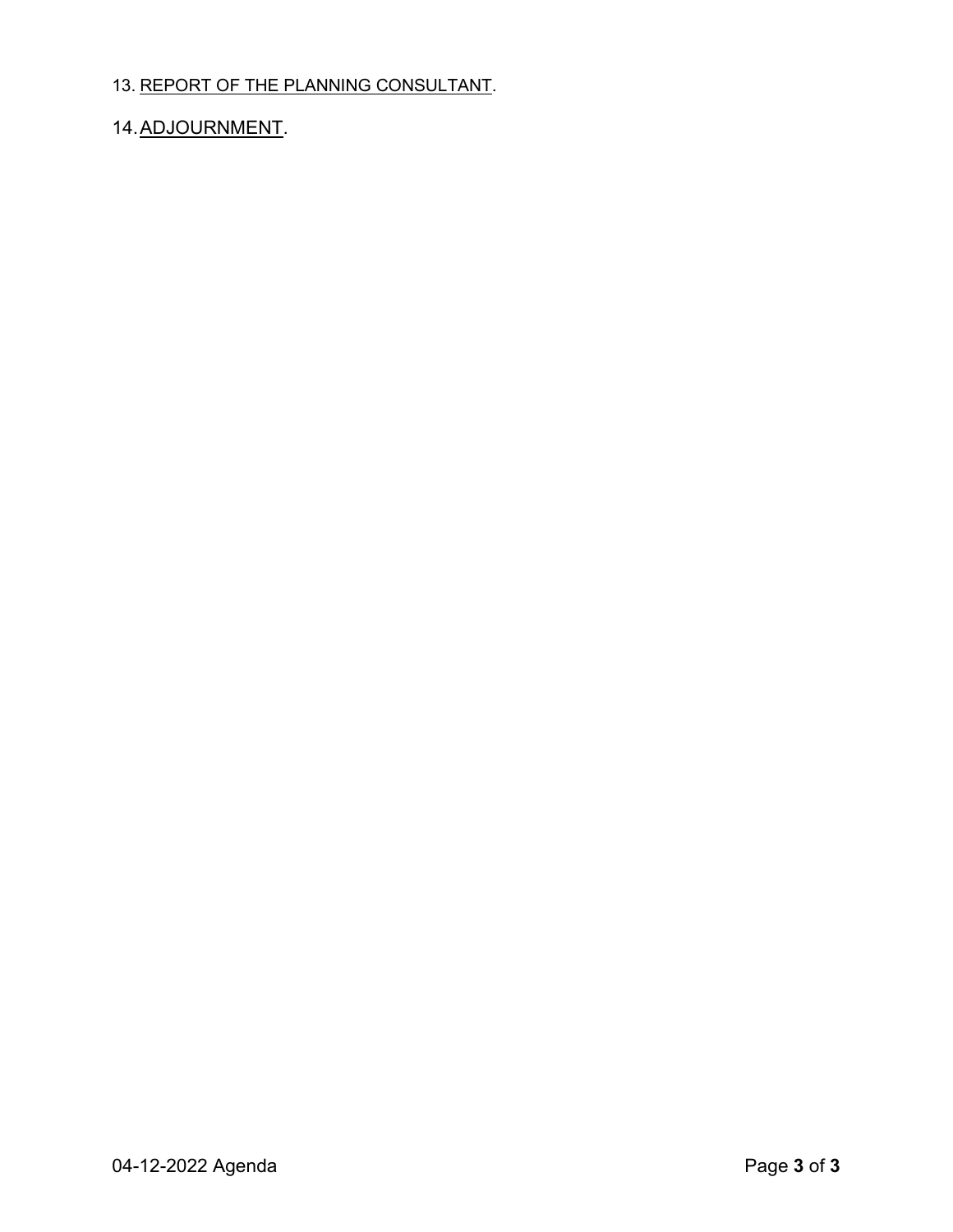13. <u>REPORT OF THE PLANNING CONSULTANT</u>.

14. <u>ADJOURNMENT</u>.